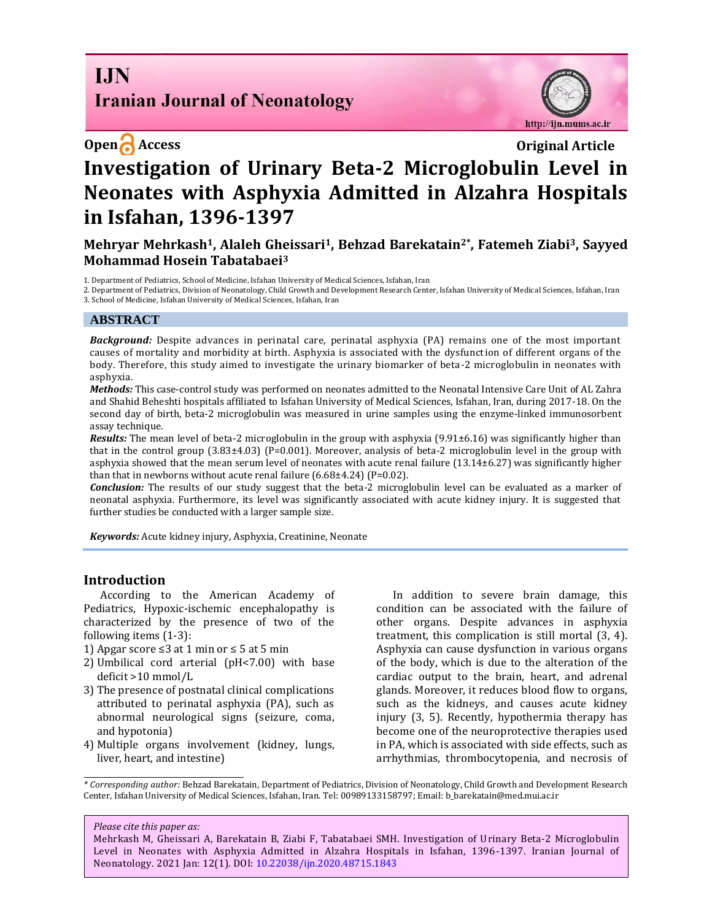Open Access

Original Article

# Investigation of Urinary Beta-2 Microglobulin Level in Neonates with Asphyxia Admitted in Alzahra Hospitals in Isfahan, 1396-1397

**Mehryar Mehrkash[1], Alaleh Gheissari[1], Behzad Barekatain[2*], Fatemeh Ziabi[3], Sayyed Mohammad Hosein Tabatabaei[3]**

1. Department of Pediatrics, School of Medicine, Isfahan University of Medical Sciences, Isfahan, Iran
2. Department of Pediatrics, Division of Neonatology, Child Growth and Development Research Center, Isfahan University of Medical Sciences, Isfahan, Iran
3. School of Medicine, Isfahan University of Medical Sciences, Isfahan, Iran

## ABSTRACT

***Background:*** Despite advances in perinatal care, perinatal asphyxia (PA) remains one of the most important causes of mortality and morbidity at birth. Asphyxia is associated with the dysfunction of different organs of the body. Therefore, this study aimed to investigate the urinary biomarker of beta-2 microglobulin in neonates with asphyxia.

***Methods:*** This case-control study was performed on neonates admitted to the Neonatal Intensive Care Unit of AL Zahra and Shahid Beheshti hospitals affiliated to Isfahan University of Medical Sciences, Isfahan, Iran, during 2017-18. On the second day of birth, beta-2 microglobulin was measured in urine samples using the enzyme-linked immunosorbent assay technique.

***Results:*** The mean level of beta-2 microglobulin in the group with asphyxia (9.91±6.16) was significantly higher than that in the control group (3.83±4.03) (P=0.001). Moreover, analysis of beta-2 microglobulin level in the group with asphyxia showed that the mean serum level of neonates with acute renal failure (13.14±6.27) was significantly higher than that in newborns without acute renal failure (6.68±4.24) (P=0.02).

***Conclusion:*** The results of our study suggest that the beta-2 microglobulin level can be evaluated as a marker of neonatal asphyxia. Furthermore, its level was significantly associated with acute kidney injury. It is suggested that further studies be conducted with a larger sample size.

***Keywords:*** Acute kidney injury, Asphyxia, Creatinine, Neonate

## Introduction

According to the American Academy of Pediatrics, Hypoxic-ischemic encephalopathy is characterized by the presence of two of the following items (1-3):

1) Apgar score ≤3 at 1 min or ≤ 5 at 5 min
2) Umbilical cord arterial (pH<7.00) with base deficit >10 mmol/L
3) The presence of postnatal clinical complications attributed to perinatal asphyxia (PA), such as abnormal neurological signs (seizure, coma, and hypotonia)
4) Multiple organs involvement (kidney, lungs, liver, heart, and intestine)

In addition to severe brain damage, this condition can be associated with the failure of other organs. Despite advances in asphyxia treatment, this complication is still mortal (3, 4). Asphyxia can cause dysfunction in various organs of the body, which is due to the alteration of the cardiac output to the brain, heart, and adrenal glands. Moreover, it reduces blood flow to organs, such as the kidneys, and causes acute kidney injury (3, 5). Recently, hypothermia therapy has become one of the neuroprotective therapies used in PA, which is associated with side effects, such as arrhythmias, thrombocytopenia, and necrosis of

---

*\* Corresponding author:* Behzad Barekatain, Department of Pediatrics, Division of Neonatology, Child Growth and Development Research Center, Isfahan University of Medical Sciences, Isfahan, Iran. Tel: 00989133158797; Email: b_barekatain@med.mui.ac.ir

*Please cite this paper as:*
Mehrkash M, Gheissari A, Barekatain B, Ziabi F, Tabatabaei SMH. Investigation of Urinary Beta-2 Microglobulin Level in Neonates with Asphyxia Admitted in Alzahra Hospitals in Isfahan, 1396-1397. Iranian Journal of Neonatology. 2021 Jan: 12(1). DOI: 10.22038/ijn.2020.48715.1843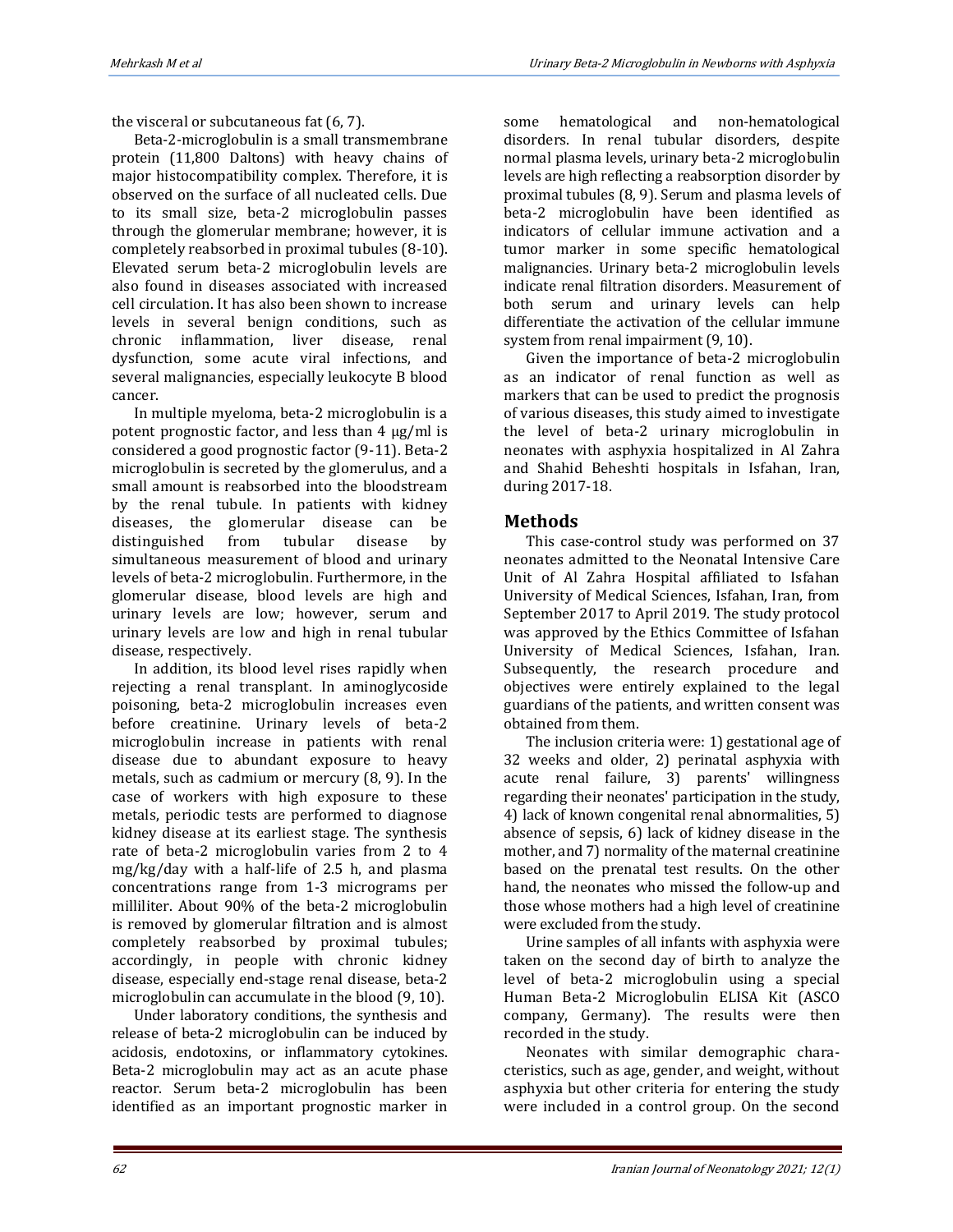the visceral or subcutaneous fat (6, 7).

Beta-2-microglobulin is a small transmembrane protein (11,800 Daltons) with heavy chains of major histocompatibility complex. Therefore, it is observed on the surface of all nucleated cells. Due to its small size, beta-2 microglobulin passes through the glomerular membrane; however, it is completely reabsorbed in proximal tubules (8-10). Elevated serum beta-2 microglobulin levels are also found in diseases associated with increased cell circulation. It has also been shown to increase levels in several benign conditions, such as chronic inflammation, liver disease, renal dysfunction, some acute viral infections, and several malignancies, especially leukocyte B blood cancer.

In multiple myeloma, beta-2 microglobulin is a potent prognostic factor, and less than 4 µg/ml is considered a good prognostic factor (9-11). Beta-2 microglobulin is secreted by the glomerulus, and a small amount is reabsorbed into the bloodstream by the renal tubule. In patients with kidney diseases, the glomerular disease can be distinguished from tubular disease by simultaneous measurement of blood and urinary levels of beta-2 microglobulin. Furthermore, in the glomerular disease, blood levels are high and urinary levels are low; however, serum and urinary levels are low and high in renal tubular disease, respectively.

In addition, its blood level rises rapidly when rejecting a renal transplant. In aminoglycoside poisoning, beta-2 microglobulin increases even before creatinine. Urinary levels of beta-2 microglobulin increase in patients with renal disease due to abundant exposure to heavy metals, such as cadmium or mercury (8, 9). In the case of workers with high exposure to these metals, periodic tests are performed to diagnose kidney disease at its earliest stage. The synthesis rate of beta-2 microglobulin varies from 2 to 4 mg/kg/day with a half-life of 2.5 h, and plasma concentrations range from 1-3 micrograms per milliliter. About 90% of the beta-2 microglobulin is removed by glomerular filtration and is almost completely reabsorbed by proximal tubules; accordingly, in people with chronic kidney disease, especially end-stage renal disease, beta-2 microglobulin can accumulate in the blood (9, 10).

Under laboratory conditions, the synthesis and release of beta-2 microglobulin can be induced by acidosis, endotoxins, or inflammatory cytokines. Beta-2 microglobulin may act as an acute phase reactor. Serum beta-2 microglobulin has been identified as an important prognostic marker in some hematological and non-hematological disorders. In renal tubular disorders, despite normal plasma levels, urinary beta-2 microglobulin levels are high reflecting a reabsorption disorder by proximal tubules (8, 9). Serum and plasma levels of beta-2 microglobulin have been identified as indicators of cellular immune activation and a tumor marker in some specific hematological malignancies. Urinary beta-2 microglobulin levels indicate renal filtration disorders. Measurement of both serum and urinary levels can help differentiate the activation of the cellular immune system from renal impairment (9, 10).

Given the importance of beta-2 microglobulin as an indicator of renal function as well as markers that can be used to predict the prognosis of various diseases, this study aimed to investigate the level of beta-2 urinary microglobulin in neonates with asphyxia hospitalized in Al Zahra and Shahid Beheshti hospitals in Isfahan, Iran, during 2017-18.

## Methods

This case-control study was performed on 37 neonates admitted to the Neonatal Intensive Care Unit of Al Zahra Hospital affiliated to Isfahan University of Medical Sciences, Isfahan, Iran, from September 2017 to April 2019. The study protocol was approved by the Ethics Committee of Isfahan University of Medical Sciences, Isfahan, Iran. Subsequently, the research procedure and objectives were entirely explained to the legal guardians of the patients, and written consent was obtained from them.

The inclusion criteria were: 1) gestational age of 32 weeks and older, 2) perinatal asphyxia with acute renal failure, 3) parents' willingness regarding their neonates' participation in the study, 4) lack of known congenital renal abnormalities, 5) absence of sepsis, 6) lack of kidney disease in the mother, and 7) normality of the maternal creatinine based on the prenatal test results. On the other hand, the neonates who missed the follow-up and those whose mothers had a high level of creatinine were excluded from the study.

Urine samples of all infants with asphyxia were taken on the second day of birth to analyze the level of beta-2 microglobulin using a special Human Beta-2 Microglobulin ELISA Kit (ASCO company, Germany). The results were then recorded in the study.

Neonates with similar demographic characteristics, such as age, gender, and weight, without asphyxia but other criteria for entering the study were included in a control group. On the second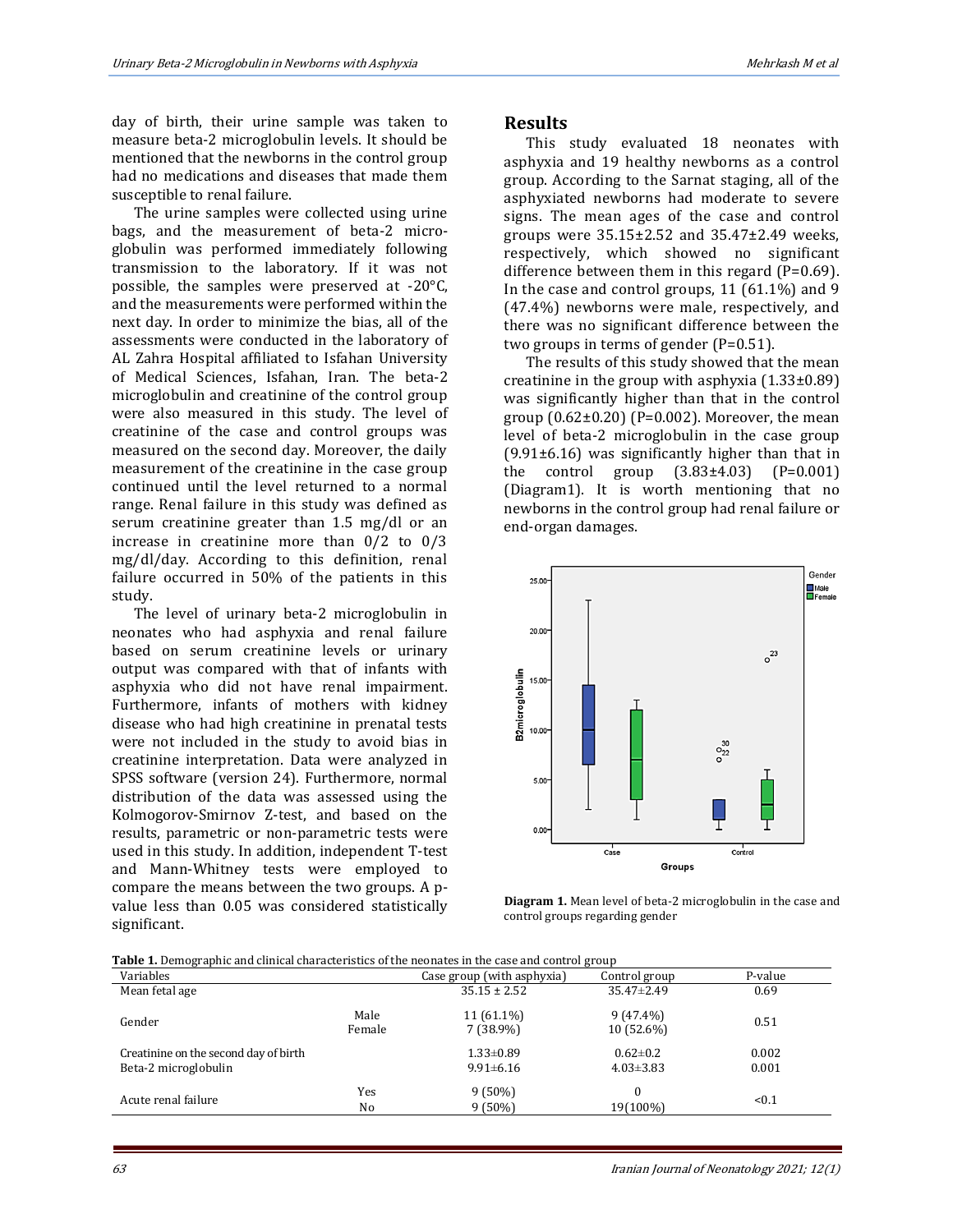day of birth, their urine sample was taken to measure beta-2 microglobulin levels. It should be mentioned that the newborns in the control group had no medications and diseases that made them susceptible to renal failure.

The urine samples were collected using urine bags, and the measurement of beta-2 microglobulin was performed immediately following transmission to the laboratory. If it was not possible, the samples were preserved at -20°C, and the measurements were performed within the next day. In order to minimize the bias, all of the assessments were conducted in the laboratory of AL Zahra Hospital affiliated to Isfahan University of Medical Sciences, Isfahan, Iran. The beta-2 microglobulin and creatinine of the control group were also measured in this study. The level of creatinine of the case and control groups was measured on the second day. Moreover, the daily measurement of the creatinine in the case group continued until the level returned to a normal range. Renal failure in this study was defined as serum creatinine greater than 1.5 mg/dl or an increase in creatinine more than 0/2 to 0/3 mg/dl/day. According to this definition, renal failure occurred in 50% of the patients in this study.

The level of urinary beta-2 microglobulin in neonates who had asphyxia and renal failure based on serum creatinine levels or urinary output was compared with that of infants with asphyxia who did not have renal impairment. Furthermore, infants of mothers with kidney disease who had high creatinine in prenatal tests were not included in the study to avoid bias in creatinine interpretation. Data were analyzed in SPSS software (version 24). Furthermore, normal distribution of the data was assessed using the Kolmogorov-Smirnov Z-test, and based on the results, parametric or non-parametric tests were used in this study. In addition, independent T-test and Mann-Whitney tests were employed to compare the means between the two groups. A p-value less than 0.05 was considered statistically significant.

## Results

This study evaluated 18 neonates with asphyxia and 19 healthy newborns as a control group. According to the Sarnat staging, all of the asphyxiated newborns had moderate to severe signs. The mean ages of the case and control groups were 35.15±2.52 and 35.47±2.49 weeks, respectively, which showed no significant difference between them in this regard (P=0.69). In the case and control groups, 11 (61.1%) and 9 (47.4%) newborns were male, respectively, and there was no significant difference between the two groups in terms of gender (P=0.51).

The results of this study showed that the mean creatinine in the group with asphyxia (1.33±0.89) was significantly higher than that in the control group (0.62±0.20) (P=0.002). Moreover, the mean level of beta-2 microglobulin in the case group (9.91±6.16) was significantly higher than that in the control group (3.83±4.03) (P=0.001) (Diagram1). It is worth mentioning that no newborns in the control group had renal failure or end-organ damages.

**Diagram 1.** Mean level of beta-2 microglobulin in the case and control groups regarding gender

**Table 1.** Demographic and clinical characteristics of the neonates in the case and control group

| Variables | | Case group (with asphyxia) | Control group | P-value |
|---|---|---|---|---|
| Mean fetal age | | 35.15 ± 2.52 | 35.47±2.49 | 0.69 |
| Gender | Male | 11 (61.1%) | 9 (47.4%) | 0.51 |
| | Female | 7 (38.9%) | 10 (52.6%) | |
| Creatinine on the second day of birth | | 1.33±0.89 | 0.62±0.2 | 0.002 |
| Beta-2 microglobulin | | 9.91±6.16 | 4.03±3.83 | 0.001 |
| Acute renal failure | Yes | 9 (50%) | 0 | <0.1 |
| | No | 9 (50%) | 19(100%) | |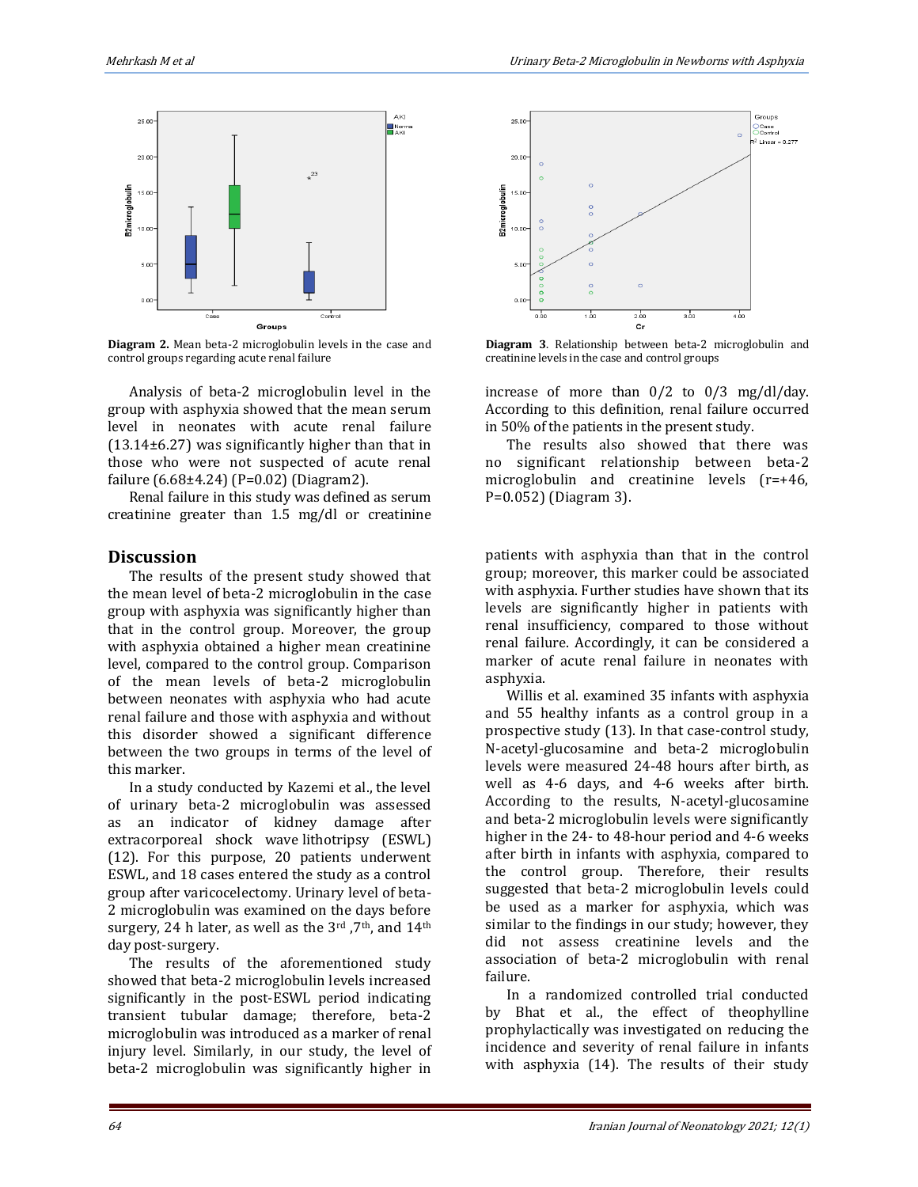Diagram 2. Mean beta-2 microglobulin levels in the case and control groups regarding acute renal failure

Diagram 3. Relationship between beta-2 microglobulin and creatinine levels in the case and control groups

Analysis of beta-2 microglobulin level in the group with asphyxia showed that the mean serum level in neonates with acute renal failure (13.14±6.27) was significantly higher than that in those who were not suspected of acute renal failure (6.68±4.24) (P=0.02) (Diagram2).

Renal failure in this study was defined as serum creatinine greater than 1.5 mg/dl or creatinine increase of more than 0/2 to 0/3 mg/dl/day. According to this definition, renal failure occurred in 50% of the patients in the present study.

The results also showed that there was no significant relationship between beta-2 microglobulin and creatinine levels (r=+46, P=0.052) (Diagram 3).

## Discussion

The results of the present study showed that the mean level of beta-2 microglobulin in the case group with asphyxia was significantly higher than that in the control group. Moreover, the group with asphyxia obtained a higher mean creatinine level, compared to the control group. Comparison of the mean levels of beta-2 microglobulin between neonates with asphyxia who had acute renal failure and those with asphyxia and without this disorder showed a significant difference between the two groups in terms of the level of this marker.

In a study conducted by Kazemi et al., the level of urinary beta-2 microglobulin was assessed as an indicator of kidney damage after extracorporeal shock wave lithotripsy (ESWL) (12). For this purpose, 20 patients underwent ESWL, and 18 cases entered the study as a control group after varicocelectomy. Urinary level of beta-2 microglobulin was examined on the days before surgery, 24 h later, as well as the 3rd ,7th, and 14th day post-surgery.

The results of the aforementioned study showed that beta-2 microglobulin levels increased significantly in the post-ESWL period indicating transient tubular damage; therefore, beta-2 microglobulin was introduced as a marker of renal injury level. Similarly, in our study, the level of beta-2 microglobulin was significantly higher in patients with asphyxia than that in the control group; moreover, this marker could be associated with asphyxia. Further studies have shown that its levels are significantly higher in patients with renal insufficiency, compared to those without renal failure. Accordingly, it can be considered a marker of acute renal failure in neonates with asphyxia.

Willis et al. examined 35 infants with asphyxia and 55 healthy infants as a control group in a prospective study (13). In that case-control study, N-acetyl-glucosamine and beta-2 microglobulin levels were measured 24-48 hours after birth, as well as 4-6 days, and 4-6 weeks after birth. According to the results, N-acetyl-glucosamine and beta-2 microglobulin levels were significantly higher in the 24- to 48-hour period and 4-6 weeks after birth in infants with asphyxia, compared to the control group. Therefore, their results suggested that beta-2 microglobulin levels could be used as a marker for asphyxia, which was similar to the findings in our study; however, they did not assess creatinine levels and the association of beta-2 microglobulin with renal failure.

In a randomized controlled trial conducted by Bhat et al., the effect of theophylline prophylactically was investigated on reducing the incidence and severity of renal failure in infants with asphyxia (14). The results of their study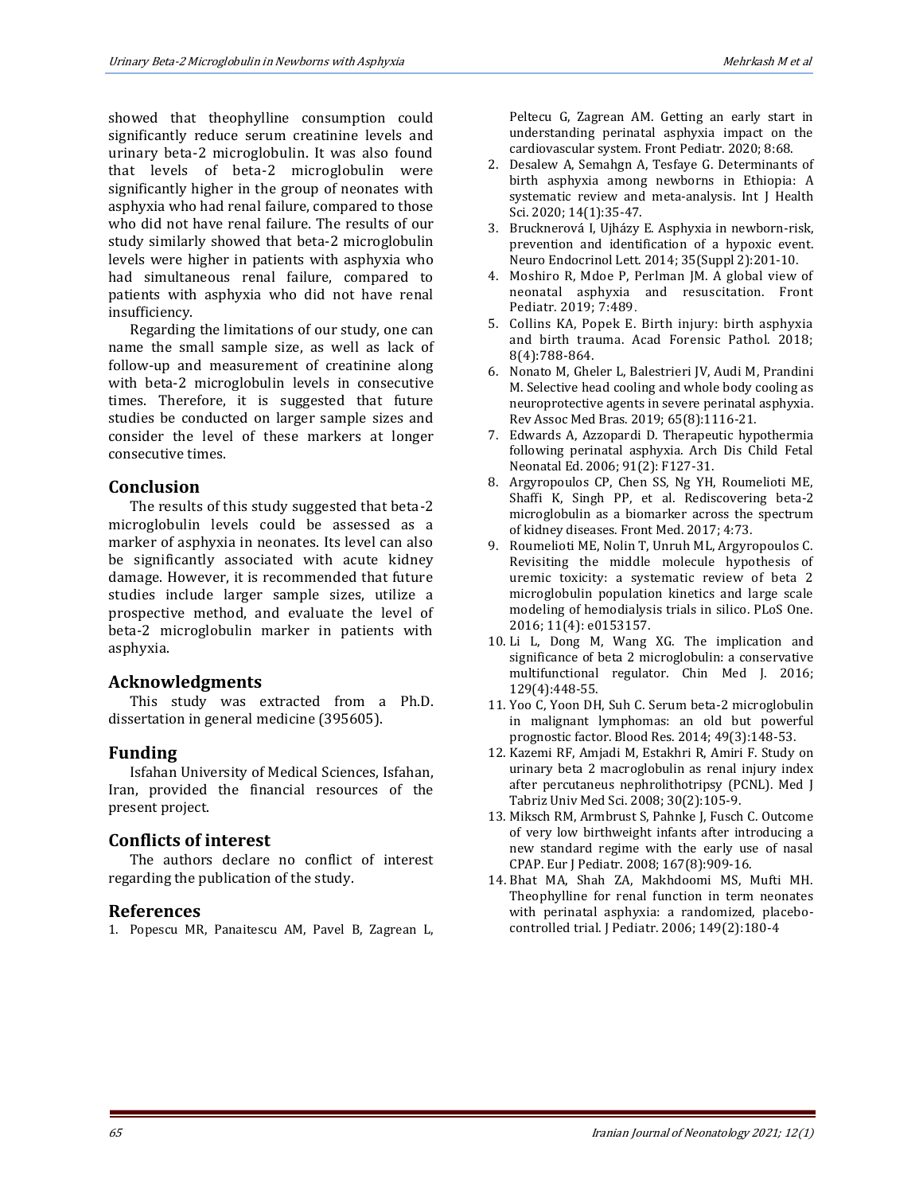showed that theophylline consumption could significantly reduce serum creatinine levels and urinary beta-2 microglobulin. It was also found that levels of beta-2 microglobulin were significantly higher in the group of neonates with asphyxia who had renal failure, compared to those who did not have renal failure. The results of our study similarly showed that beta-2 microglobulin levels were higher in patients with asphyxia who had simultaneous renal failure, compared to patients with asphyxia who did not have renal insufficiency.

Regarding the limitations of our study, one can name the small sample size, as well as lack of follow-up and measurement of creatinine along with beta-2 microglobulin levels in consecutive times. Therefore, it is suggested that future studies be conducted on larger sample sizes and consider the level of these markers at longer consecutive times.

## Conclusion

The results of this study suggested that beta-2 microglobulin levels could be assessed as a marker of asphyxia in neonates. Its level can also be significantly associated with acute kidney damage. However, it is recommended that future studies include larger sample sizes, utilize a prospective method, and evaluate the level of beta-2 microglobulin marker in patients with asphyxia.

## Acknowledgments

This study was extracted from a Ph.D. dissertation in general medicine (395605).

## Funding

Isfahan University of Medical Sciences, Isfahan, Iran, provided the financial resources of the present project.

## Conflicts of interest

The authors declare no conflict of interest regarding the publication of the study.

## References

1. Popescu MR, Panaitescu AM, Pavel B, Zagrean L, Peltecu G, Zagrean AM. Getting an early start in understanding perinatal asphyxia impact on the cardiovascular system. Front Pediatr. 2020; 8:68.
2. Desalew A, Semahgn A, Tesfaye G. Determinants of birth asphyxia among newborns in Ethiopia: A systematic review and meta-analysis. Int J Health Sci. 2020; 14(1):35-47.
3. Brucknerová I, Ujházy E. Asphyxia in newborn-risk, prevention and identification of a hypoxic event. Neuro Endocrinol Lett. 2014; 35(Suppl 2):201-10.
4. Moshiro R, Mdoe P, Perlman JM. A global view of neonatal asphyxia and resuscitation. Front Pediatr. 2019; 7:489.
5. Collins KA, Popek E. Birth injury: birth asphyxia and birth trauma. Acad Forensic Pathol. 2018; 8(4):788-864.
6. Nonato M, Gheler L, Balestrieri JV, Audi M, Prandini M. Selective head cooling and whole body cooling as neuroprotective agents in severe perinatal asphyxia. Rev Assoc Med Bras. 2019; 65(8):1116-21.
7. Edwards A, Azzopardi D. Therapeutic hypothermia following perinatal asphyxia. Arch Dis Child Fetal Neonatal Ed. 2006; 91(2): F127-31.
8. Argyropoulos CP, Chen SS, Ng YH, Roumelioti ME, Shaffi K, Singh PP, et al. Rediscovering beta-2 microglobulin as a biomarker across the spectrum of kidney diseases. Front Med. 2017; 4:73.
9. Roumelioti ME, Nolin T, Unruh ML, Argyropoulos C. Revisiting the middle molecule hypothesis of uremic toxicity: a systematic review of beta 2 microglobulin population kinetics and large scale modeling of hemodialysis trials in silico. PLoS One. 2016; 11(4): e0153157.
10. Li L, Dong M, Wang XG. The implication and significance of beta 2 microglobulin: a conservative multifunctional regulator. Chin Med J. 2016; 129(4):448-55.
11. Yoo C, Yoon DH, Suh C. Serum beta-2 microglobulin in malignant lymphomas: an old but powerful prognostic factor. Blood Res. 2014; 49(3):148-53.
12. Kazemi RF, Amjadi M, Estakhri R, Amiri F. Study on urinary beta 2 macroglobulin as renal injury index after percutaneus nephrolithotripsy (PCNL). Med J Tabriz Univ Med Sci. 2008; 30(2):105-9.
13. Miksch RM, Armbrust S, Pahnke J, Fusch C. Outcome of very low birthweight infants after introducing a new standard regime with the early use of nasal CPAP. Eur J Pediatr. 2008; 167(8):909-16.
14. Bhat MA, Shah ZA, Makhdoomi MS, Mufti MH. Theophylline for renal function in term neonates with perinatal asphyxia: a randomized, placebo-controlled trial. J Pediatr. 2006; 149(2):180-4